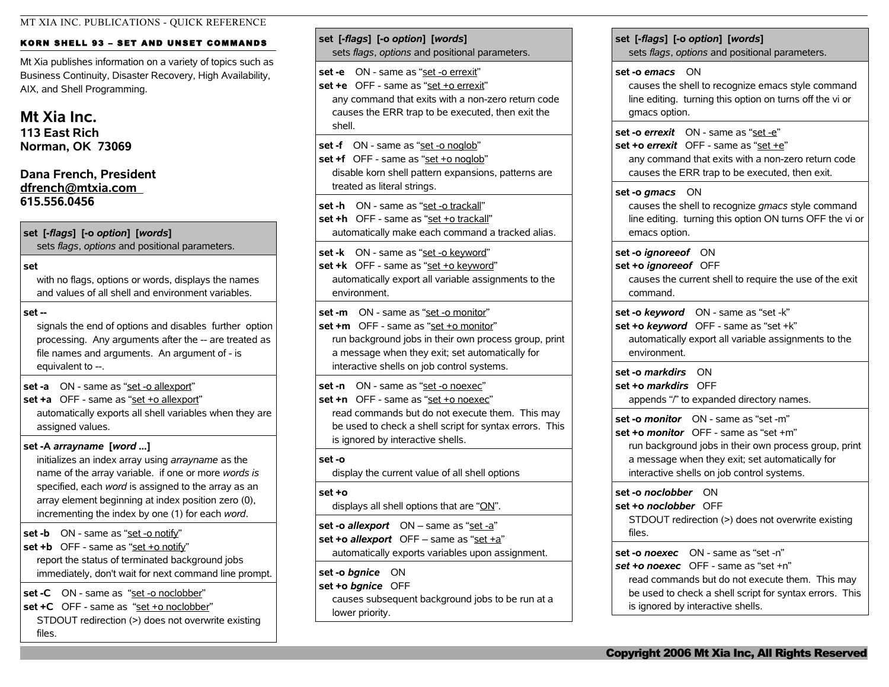MT XIA INC. PUBLICATIONS - QUICK REFERENCE

## KORN SHELL 93 – SET AND UNSET COMMANDS

Mt Xia publishes information on a variety of topics such as Business Continuity, Disaster Recovery, High Availability, AIX, and Shell Programming.

**Mt Xia Inc.**
**113 East Rich**
**Norman, OK 73069**

**Dana French, President**
**dfrench@mtxia.com**
**615.556.0456**

**set [-*flags*] [-o *option*] [*words*]**
sets *flags*, *options* and positional parameters.

**set**
with no flags, options or words, displays the names and values of all shell and environment variables.

**set --**
signals the end of options and disables further option processing. Any arguments after the -- are treated as file names and arguments. An argument of - is equivalent to --.

**set -a** ON - same as "set -o allexport"
**set +a** OFF - same as "set +o allexport"
automatically exports all shell variables when they are assigned values.

**set -A *arrayname* [*word* ...]**
initializes an index array using *arrayname* as the name of the array variable. if one or more *words is* specified, each *word* is assigned to the array as an array element beginning at index position zero (0), incrementing the index by one (1) for each *word*.

**set -b** ON - same as "set -o notify"
**set +b** OFF - same as "set +o notify"
report the status of terminated background jobs immediately, don't wait for next command line prompt.

**set -C** ON - same as "set -o noclobber"
**set +C** OFF - same as "set +o noclobber"
STDOUT redirection (>) does not overwrite existing files.

**set [-*flags*] [-o *option*] [*words*]**
sets *flags*, *options* and positional parameters.

**set -e** ON - same as "set -o errexit"
**set +e** OFF - same as "set +o errexit"
any command that exits with a non-zero return code causes the ERR trap to be executed, then exit the shell.

**set -f** ON - same as "set -o noglob"
**set +f** OFF - same as "set +o noglob"
disable korn shell pattern expansions, patterns are treated as literal strings.

**set -h** ON - same as "set -o trackall"
**set +h** OFF - same as "set +o trackall"
automatically make each command a tracked alias.

**set -k** ON - same as "set -o keyword"
**set +k** OFF - same as "set +o keyword"
automatically export all variable assignments to the environment.

**set -m** ON - same as "set -o monitor"
**set +m** OFF - same as "set +o monitor"
run background jobs in their own process group, print a message when they exit; set automatically for interactive shells on job control systems.

**set -n** ON - same as "set -o noexec"
**set +n** OFF - same as "set +o noexec"
read commands but do not execute them. This may be used to check a shell script for syntax errors. This is ignored by interactive shells.

**set -o**
display the current value of all shell options

**set +o**
displays all shell options that are "ON".

**set -o *allexport*** ON – same as "set -a"
**set +o *allexport*** OFF – same as "set +a"
automatically exports variables upon assignment.

**set -o *bgnice*** ON
**set +o *bgnice*** OFF
causes subsequent background jobs to be run at a lower priority.

**set [-*flags*] [-o *option*] [*words*]**
sets *flags*, *options* and positional parameters.

**set -o *emacs*** ON
causes the shell to recognize emacs style command line editing. turning this option on turns off the vi or gmacs option.

**set -o *errexit*** ON - same as "set -e"
**set +o *errexit*** OFF - same as "set +e"
any command that exits with a non-zero return code causes the ERR trap to be executed, then exit.

**set -o *gmacs*** ON
causes the shell to recognize *gmacs* style command line editing. turning this option ON turns OFF the vi or emacs option.

**set -o *ignoreeof*** ON
**set +o *ignoreeof*** OFF
causes the current shell to require the use of the exit command.

**set -o *keyword*** ON - same as "set -k"
**set +o *keyword*** OFF - same as "set +k"
automatically export all variable assignments to the environment.

**set -o *markdirs*** ON
**set +o *markdirs*** OFF
appends "/" to expanded directory names.

**set -o *monitor*** ON - same as "set -m"
**set +o *monitor*** OFF - same as "set +m"
run background jobs in their own process group, print a message when they exit; set automatically for interactive shells on job control systems.

**set -o *noclobber*** ON
**set +o *noclobber*** OFF
STDOUT redirection (>) does not overwrite existing files.

**set -o *noexec*** ON - same as "set -n"
***set +o noexec*** OFF - same as "set +n"
read commands but do not execute them. This may be used to check a shell script for syntax errors. This is ignored by interactive shells.

**Copyright 2006 Mt Xia Inc, All Rights Reserved**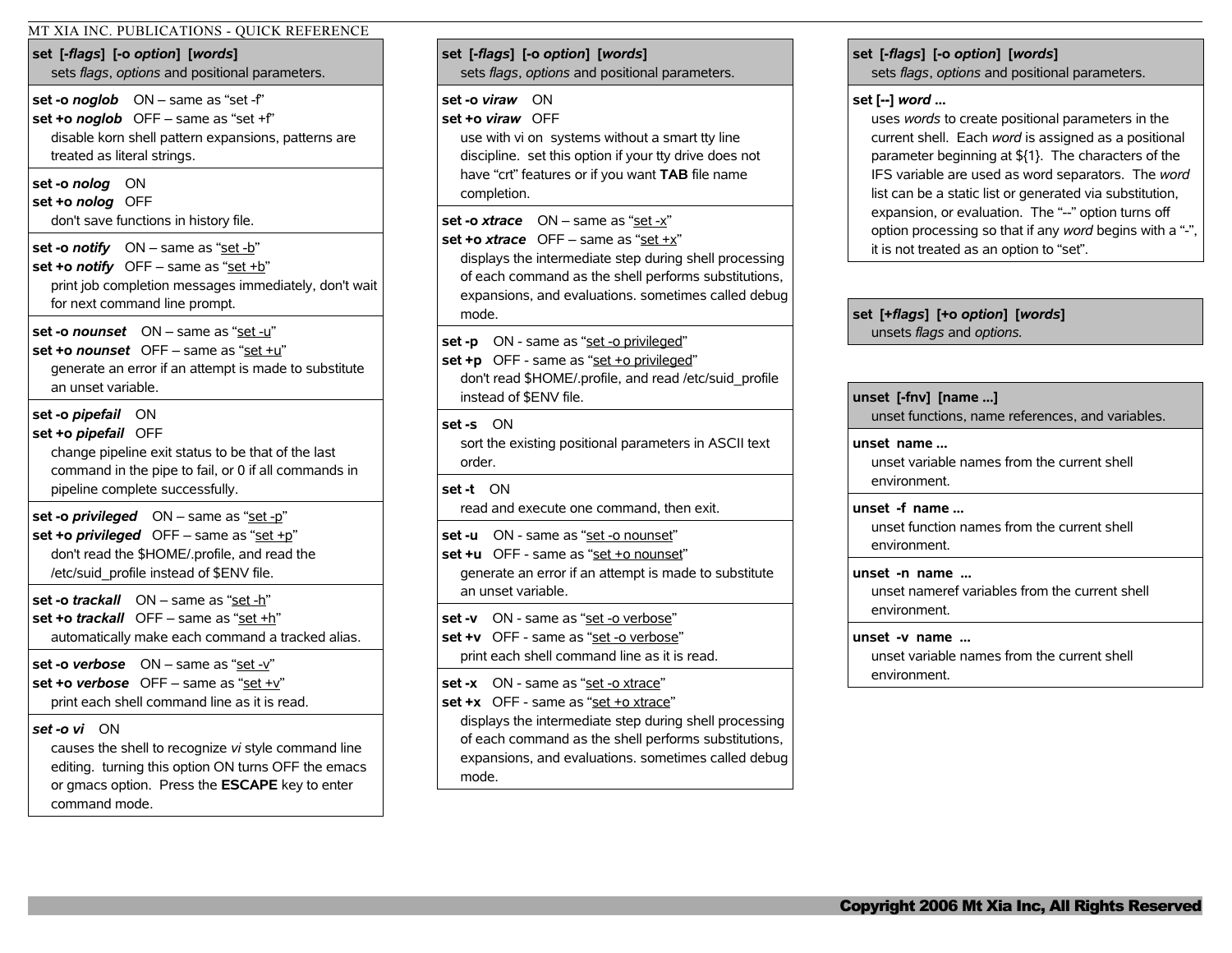**set [-*flags*] [-o *option*] [*words*]**
sets *flags*, *options* and positional parameters.

**set -o *noglob*** ON – same as "set -f"
**set +o *noglob*** OFF – same as "set +f"
disable korn shell pattern expansions, patterns are treated as literal strings.

**set -o *nolog*** ON
**set +o *nolog*** OFF
don't save functions in history file.

**set -o *notify*** ON – same as "set -b"
**set +o *notify*** OFF – same as "set +b"
print job completion messages immediately, don't wait for next command line prompt.

**set -o *nounset*** ON – same as "set -u"
**set +o *nounset*** OFF – same as "set +u"
generate an error if an attempt is made to substitute an unset variable.

**set -o *pipefail*** ON
**set +o *pipefail*** OFF
change pipeline exit status to be that of the last command in the pipe to fail, or 0 if all commands in pipeline complete successfully.

**set -o *privileged*** ON – same as "set -p"
**set +o *privileged*** OFF – same as "set +p"
don't read the $HOME/.profile, and read the /etc/suid_profile instead of $ENV file.

**set -o *trackall*** ON – same as "set -h"
**set +o *trackall*** OFF – same as "set +h"
automatically make each command a tracked alias.

**set -o *verbose*** ON – same as "set -v"
**set +o *verbose*** OFF – same as "set +v"
print each shell command line as it is read.

***set -o vi*** ON
causes the shell to recognize *vi* style command line editing. turning this option ON turns OFF the emacs or gmacs option. Press the **ESCAPE** key to enter command mode.

**set [-*flags*] [-o *option*] [*words*]**
sets *flags*, *options* and positional parameters.

**set -o *viraw*** ON
**set +o *viraw*** OFF
use with vi on systems without a smart tty line discipline. set this option if your tty drive does not have "crt" features or if you want **TAB** file name completion.

**set -o *xtrace*** ON – same as "set -x"
**set +o *xtrace*** OFF – same as "set +x"
displays the intermediate step during shell processing of each command as the shell performs substitutions, expansions, and evaluations. sometimes called debug mode.

**set -p** ON - same as "set -o privileged"
**set +p** OFF - same as "set +o privileged"
don't read $HOME/.profile, and read /etc/suid_profile instead of $ENV file.

**set -s** ON
sort the existing positional parameters in ASCII text order.

**set -t** ON
read and execute one command, then exit.

**set -u** ON - same as "set -o nounset"
**set +u** OFF - same as "set +o nounset"
generate an error if an attempt is made to substitute an unset variable.

**set -v** ON - same as "set -o verbose"
**set +v** OFF - same as "set -o verbose"
print each shell command line as it is read.

**set -x** ON - same as "set -o xtrace"
**set +x** OFF - same as "set +o xtrace"
displays the intermediate step during shell processing of each command as the shell performs substitutions, expansions, and evaluations. sometimes called debug mode.

**set [-*flags*] [-o *option*] [*words*]**
sets *flags*, *options* and positional parameters.

**set [--] *word* ...**
uses *words* to create positional parameters in the current shell. Each *word* is assigned as a positional parameter beginning at ${1}. The characters of the IFS variable are used as word separators. The *word* list can be a static list or generated via substitution, expansion, or evaluation. The "--" option turns off option processing so that if any *word* begins with a "-", it is not treated as an option to "set".

**set [+*flags*] [+o *option*] [*words*]**
unsets *flags* and *options.*

**unset [-fnv] [name ...]**
unset functions, name references, and variables.

**unset name ...**
unset variable names from the current shell environment.

**unset -f name ...**
unset function names from the current shell environment.

**unset -n name ...**
unset nameref variables from the current shell environment.

**unset -v name ...**
unset variable names from the current shell environment.